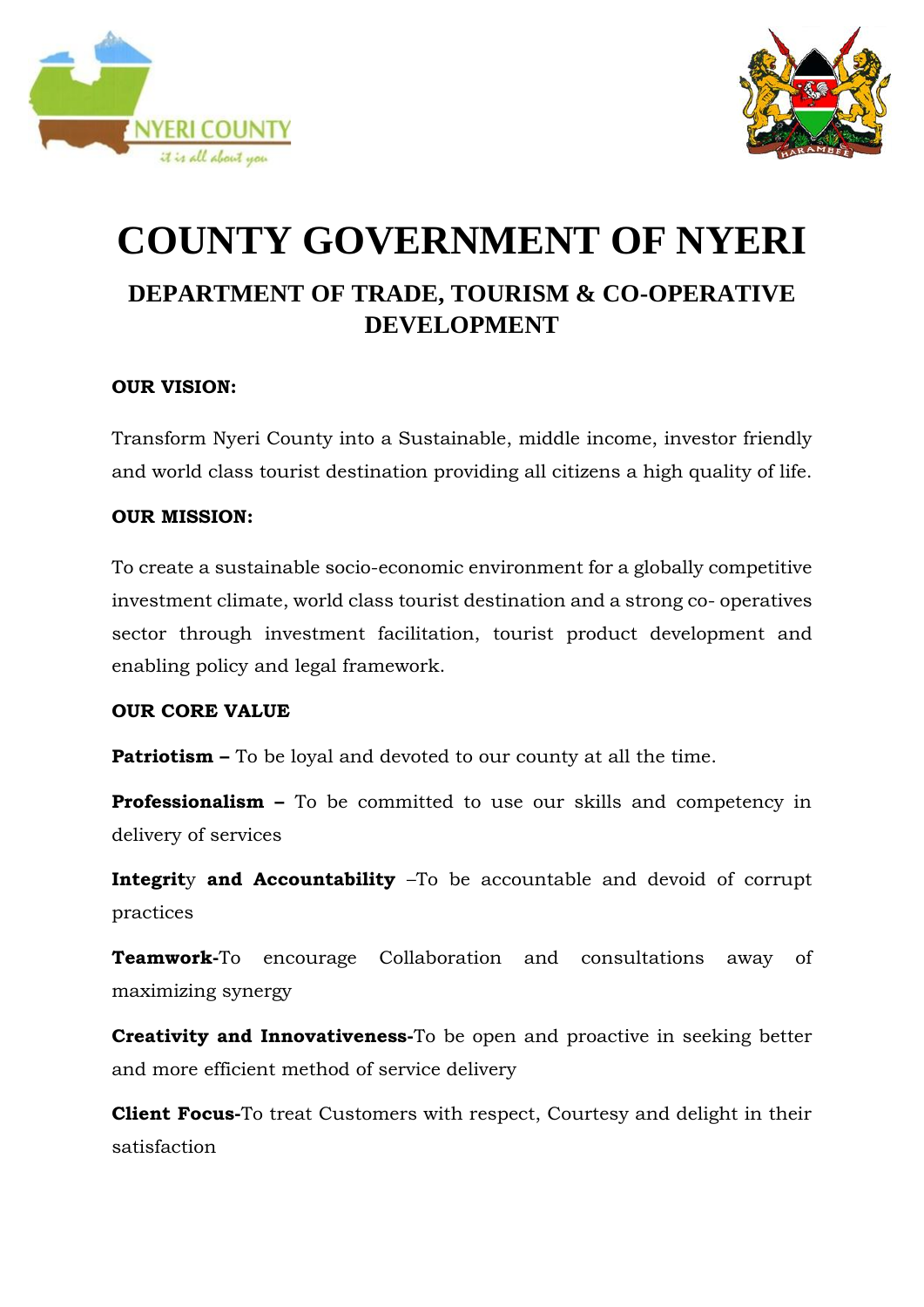# COUNTY GOVERNMENT OF NYERI

## DEPARTMENT OF TRADE, TOURISM & CO-OPERATIVE DEVELOPMENT

**OUR VISION:**

Transform Nyeri County into a Sustainable, middle income, investor friendly and world class tourist destination providing all citizens a high quality of life.

**OUR MISSION:**

To create a sustainable socio-economic environment for a globally competitive investment climate, world class tourist destination and a strong co- operatives sector through investment facilitation, tourist product development and enabling policy and legal framework.

**OUR CORE VALUE**

**Patriotism –** To be loyal and devoted to our county at all the time.

**Professionalism –** To be committed to use our skills and competency in delivery of services

**Integrity and Accountability** –To be accountable and devoid of corrupt practices

**Teamwork-**To encourage Collaboration and consultations away of maximizing synergy

**Creativity and Innovativeness-**To be open and proactive in seeking better and more efficient method of service delivery

**Client Focus-**To treat Customers with respect, Courtesy and delight in their satisfaction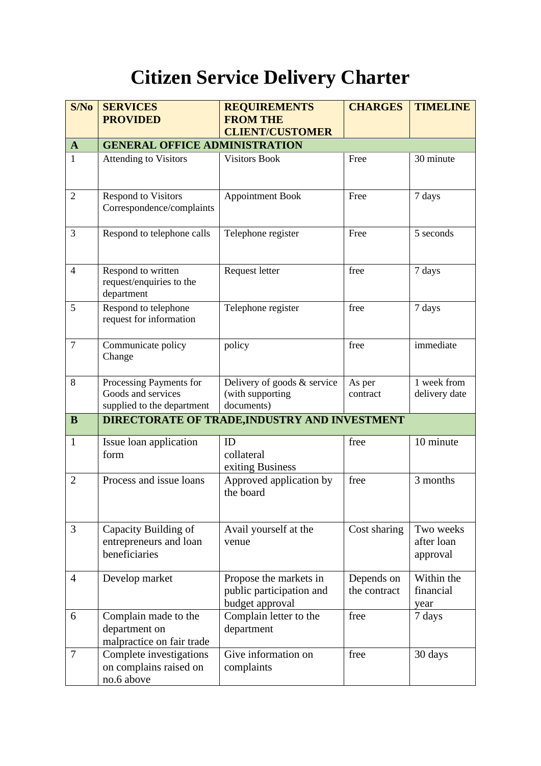# Citizen Service Delivery Charter

| S/No | SERVICES PROVIDED | REQUIREMENTS FROM THE CLIENT/CUSTOMER | CHARGES | TIMELINE |
|---|---|---|---|---|
| **A** | **GENERAL OFFICE ADMINISTRATION** | | | |
| 1 | Attending to Visitors | Visitors Book | Free | 30 minute |
| 2 | Respond to Visitors Correspondence/complaints | Appointment Book | Free | 7 days |
| 3 | Respond to telephone calls | Telephone register | Free | 5 seconds |
| 4 | Respond to written request/enquiries to the department | Request letter | free | 7 days |
| 5 | Respond to telephone request for information | Telephone register | free | 7 days |
| 7 | Communicate policy Change | policy | free | immediate |
| 8 | Processing Payments for Goods and services supplied to the department | Delivery of goods & service (with supporting documents) | As per contract | 1 week from delivery date |
| **B** | **DIRECTORATE OF TRADE,INDUSTRY AND INVESTMENT** | | | |
| 1 | Issue loan application form | ID<br>collateral<br>exiting Business | free | 10 minute |
| 2 | Process and issue loans | Approved application by the board | free | 3 months |
| 3 | Capacity Building of entrepreneurs and loan beneficiaries | Avail yourself at the venue | Cost sharing | Two weeks after loan approval |
| 4 | Develop market | Propose the markets in public participation and budget approval | Depends on the contract | Within the financial year |
| 6 | Complain made to the department on malpractice on fair trade | Complain letter to the department | free | 7 days |
| 7 | Complete investigations on complains raised on no.6 above | Give information on complaints | free | 30 days |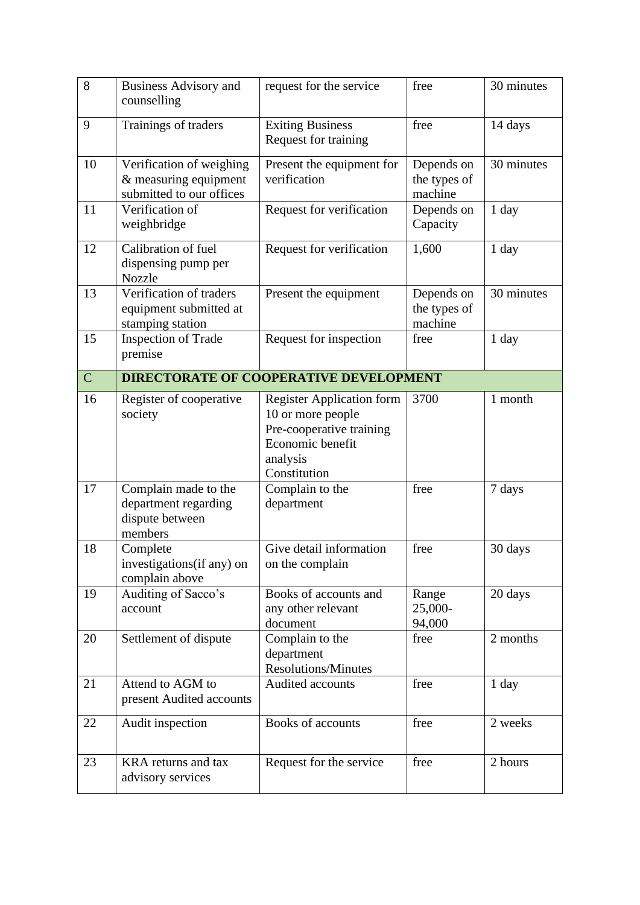| 8 | Business Advisory and counselling | request for the service | free | 30 minutes |
|---|---|---|---|---|
| 9 | Trainings of traders | Exiting Business<br>Request for training | free | 14 days |
| 10 | Verification of weighing & measuring equipment submitted to our offices | Present the equipment for verification | Depends on the types of machine | 30 minutes |
| 11 | Verification of weighbridge | Request for verification | Depends on Capacity | 1 day |
| 12 | Calibration of fuel dispensing pump per Nozzle | Request for verification | 1,600 | 1 day |
| 13 | Verification of traders equipment submitted at stamping station | Present the equipment | Depends on the types of machine | 30 minutes |
| 15 | Inspection of Trade premise | Request for inspection | free | 1 day |
| C | **DIRECTORATE OF COOPERATIVE DEVELOPMENT** | | | |
| 16 | Register of cooperative society | Register Application form<br>10 or more people<br>Pre-cooperative training<br>Economic benefit analysis<br>Constitution | 3700 | 1 month |
| 17 | Complain made to the department regarding dispute between members | Complain to the department | free | 7 days |
| 18 | Complete investigations(if any) on complain above | Give detail information on the complain | free | 30 days |
| 19 | Auditing of Sacco's account | Books of accounts and any other relevant document | Range 25,000-94,000 | 20 days |
| 20 | Settlement of dispute | Complain to the department<br>Resolutions/Minutes | free | 2 months |
| 21 | Attend to AGM to present Audited accounts | Audited accounts | free | 1 day |
| 22 | Audit inspection | Books of accounts | free | 2 weeks |
| 23 | KRA returns and tax advisory services | Request for the service | free | 2 hours |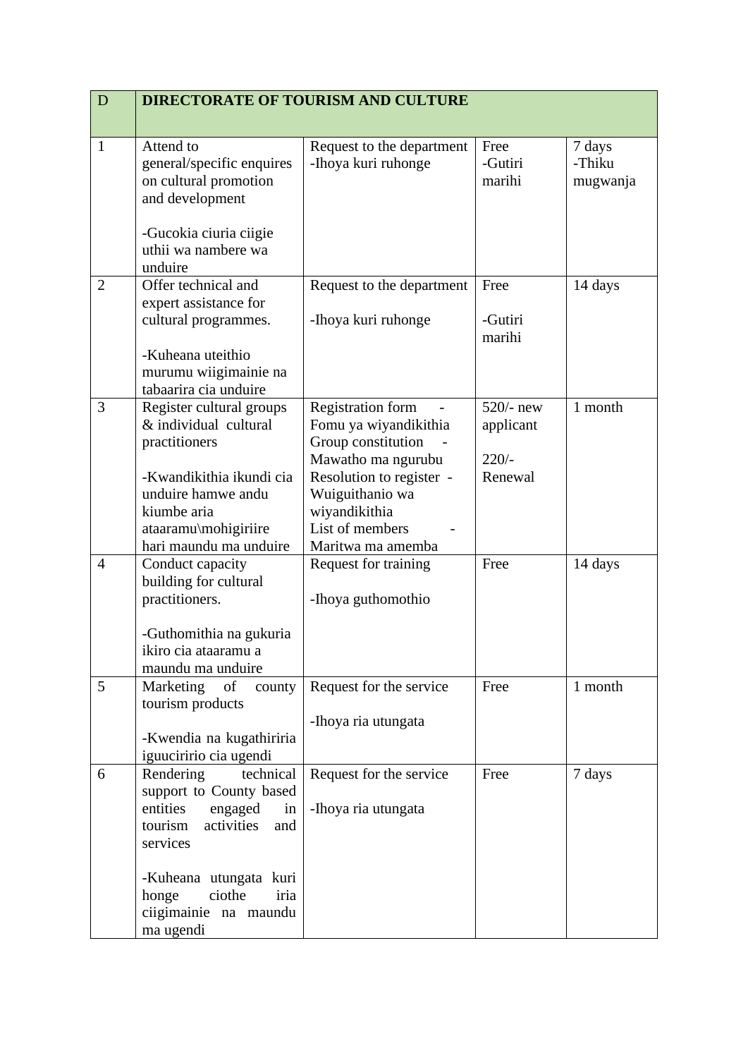| D | DIRECTORATE OF TOURISM AND CULTURE | | | |
|---|---|---|---|---|
| 1 | Attend to general/specific enquires on cultural promotion and development<br><br>-Gucokia ciuria ciigie uthii wa nambere wa unduire | Request to the department<br>-Ihoya kuri ruhonge | Free<br>-Gutiri marihi | 7 days<br>-Thiku mugwanja |
| 2 | Offer technical and expert assistance for cultural programmes.<br><br>-Kuheana uteithio murumu wiigimainie na tabaarira cia unduire | Request to the department<br><br>-Ihoya kuri ruhonge | Free<br><br>-Gutiri marihi | 14 days |
| 3 | Register cultural groups & individual cultural practitioners<br><br>-Kwandikithia ikundi cia unduire hamwe andu kiumbe aria ataaramu\mohigiriire hari maundu ma unduire | Registration form - Fomu ya wiyandikithia<br>Group constitution - Mawatho ma ngurubu<br>Resolution to register - Wuiguithanio wa wiyandikithia<br>List of members - Maritwa ma amemba | 520/- new applicant<br><br>220/- Renewal | 1 month |
| 4 | Conduct capacity building for cultural practitioners.<br><br>-Guthomithia na gukuria ikiro cia ataaramu a maundu ma unduire | Request for training<br><br>-Ihoya guthomothio | Free | 14 days |
| 5 | Marketing of county tourism products<br><br>-Kwendia na kugathiriria iguuciririo cia ugendi | Request for the service<br><br>-Ihoya ria utungata | Free | 1 month |
| 6 | Rendering technical support to County based entities engaged in tourism activities and services<br><br>-Kuheana utungata kuri honge ciothe iria ciigimainie na maundu ma ugendi | Request for the service<br><br>-Ihoya ria utungata | Free | 7 days |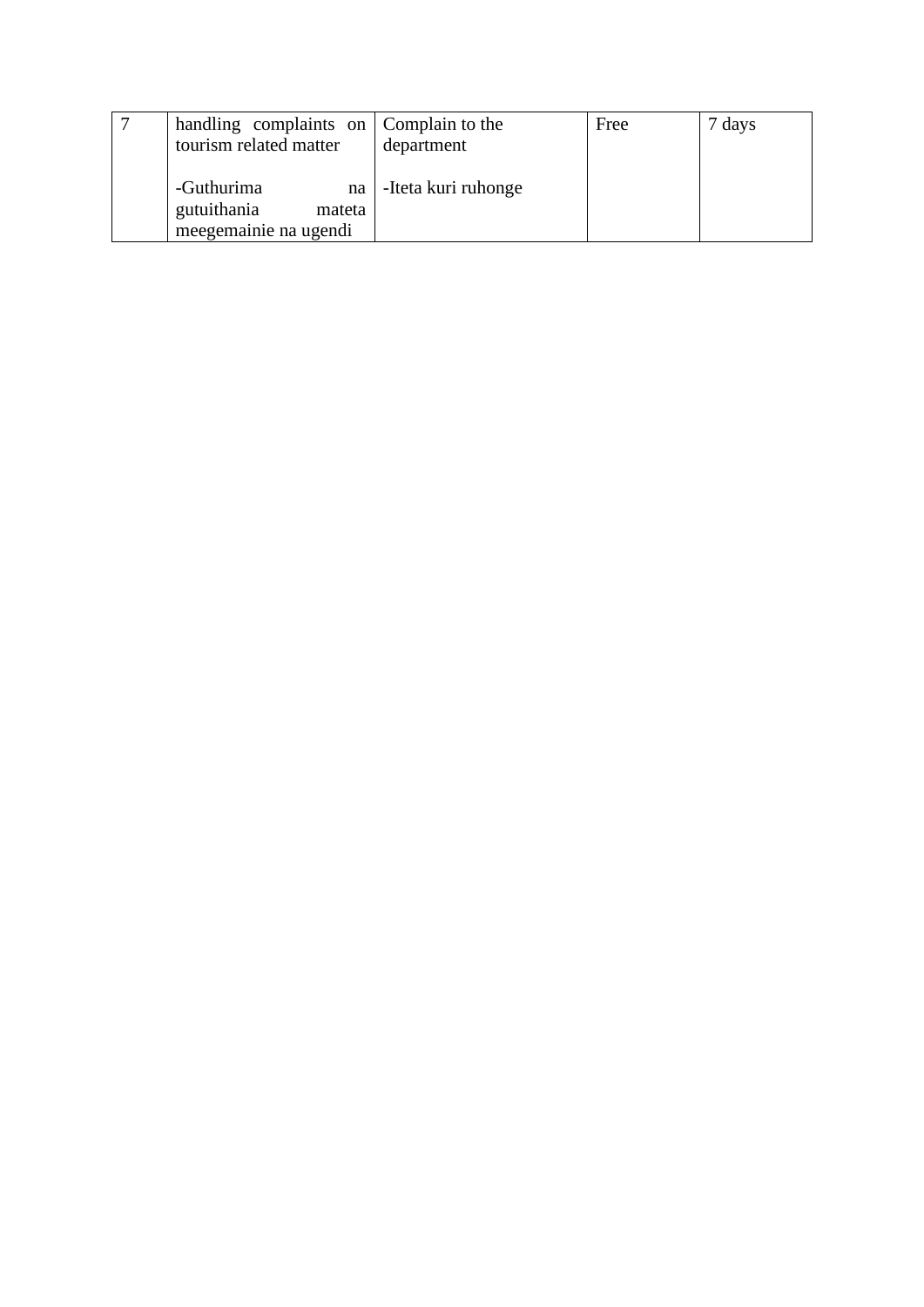| | | | | |
|---|---|---|---|---|
| 7 | handling complaints on tourism related matter<br><br>-Guthurima na gutuithania mateta meegemainie na ugendi | Complain to the department<br><br>-Iteta kuri ruhonge | Free | 7 days |